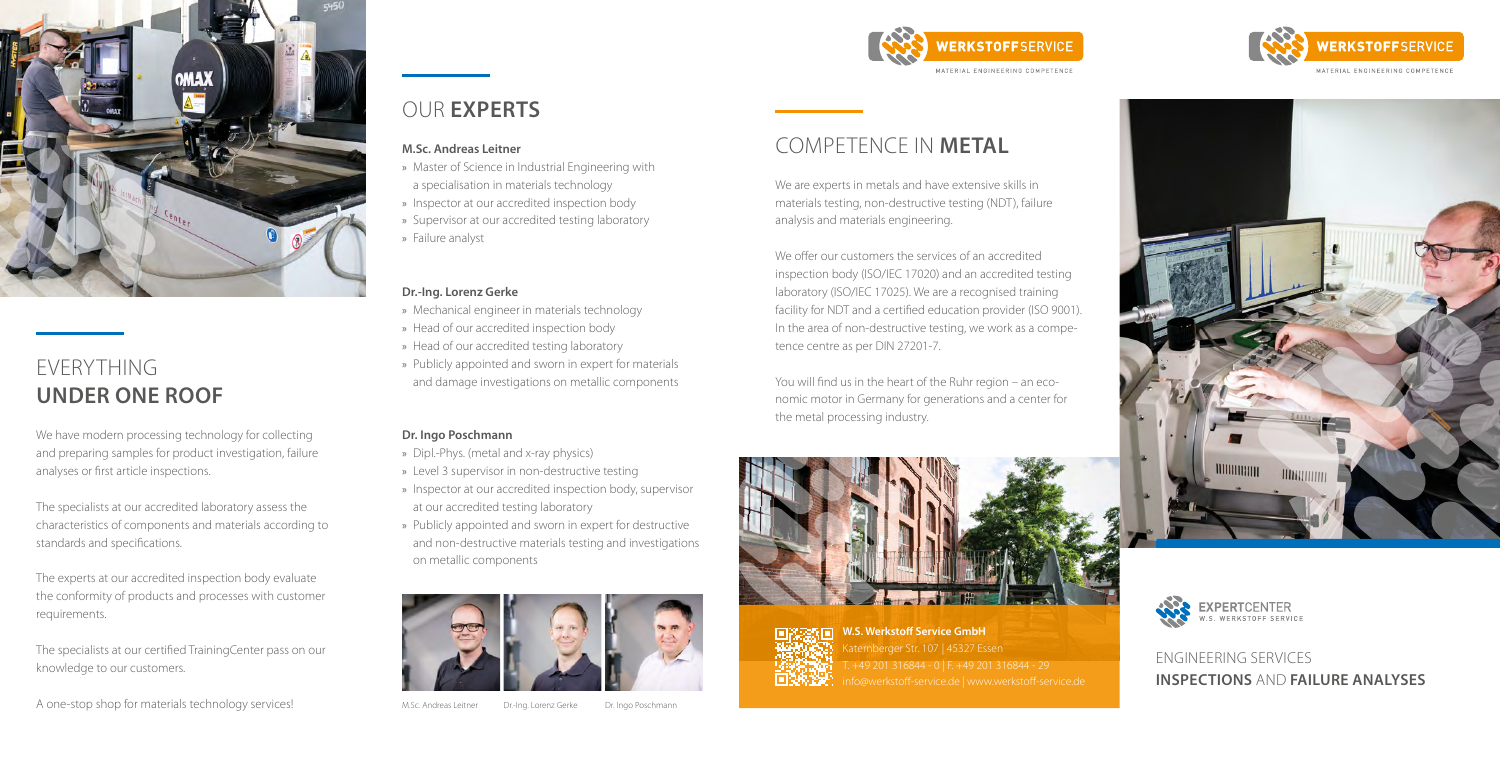# EVERYTHING **UNDER ONE ROOF**

We have modern processing technology for collecting and preparing samples for product investigation, failure analyses or first article inspections.

The specialists at our accredited laboratory assess the characteristics of components and materials according to standards and specifications.

The experts at our accredited inspection body evaluate the conformity of products and processes with customer requirements.

The specialists at our certified TrainingCenter pass on our knowledge to our customers.

A one-stop shop for materials technology services!

# OUR **EXPERTS**

**M.Sc. Andreas Leitner**

» Master of Science in Industrial Engineering with a specialisation in materials technology
» Inspector at our accredited inspection body
» Supervisor at our accredited testing laboratory
» Failure analyst

**Dr.-Ing. Lorenz Gerke**

» Mechanical engineer in materials technology
» Head of our accredited inspection body
» Head of our accredited testing laboratory
» Publicly appointed and sworn in expert for materials and damage investigations on metallic components

**Dr. Ingo Poschmann**

» Dipl.-Phys. (metal and x-ray physics)
» Level 3 supervisor in non-destructive testing
» Inspector at our accredited inspection body, supervisor at our accredited testing laboratory
» Publicly appointed and sworn in expert for destructive and non-destructive materials testing and investigations on metallic components

M.Sc. Andreas Leitner Dr.-Ing. Lorenz Gerke Dr. Ingo Poschmann

WERKSTOFFSERVICE
MATERIAL ENGINEERING COMPETENCE

# COMPETENCE IN **METAL**

We are experts in metals and have extensive skills in materials testing, non-destructive testing (NDT), failure analysis and materials engineering.

We offer our customers the services of an accredited inspection body (ISO/IEC 17020) and an accredited testing laboratory (ISO/IEC 17025). We are a recognised training facility for NDT and a certified education provider (ISO 9001). In the area of non-destructive testing, we work as a competence centre as per DIN 27201-7.

You will find us in the heart of the Ruhr region – an economic motor in Germany for generations and a center for the metal processing industry.

**W.S. Werkstoff Service GmbH**
Katernberger Str. 107 | 45327 Essen
T. +49 201 316844 - 0 | F. +49 201 316844 - 29
info@werkstoff-service.de | www.werkstoff-service.de

WERKSTOFFSERVICE
MATERIAL ENGINEERING COMPETENCE

EXPERTCENTER
W.S. WERKSTOFF SERVICE

ENGINEERING SERVICES
**INSPECTIONS** AND **FAILURE ANALYSES**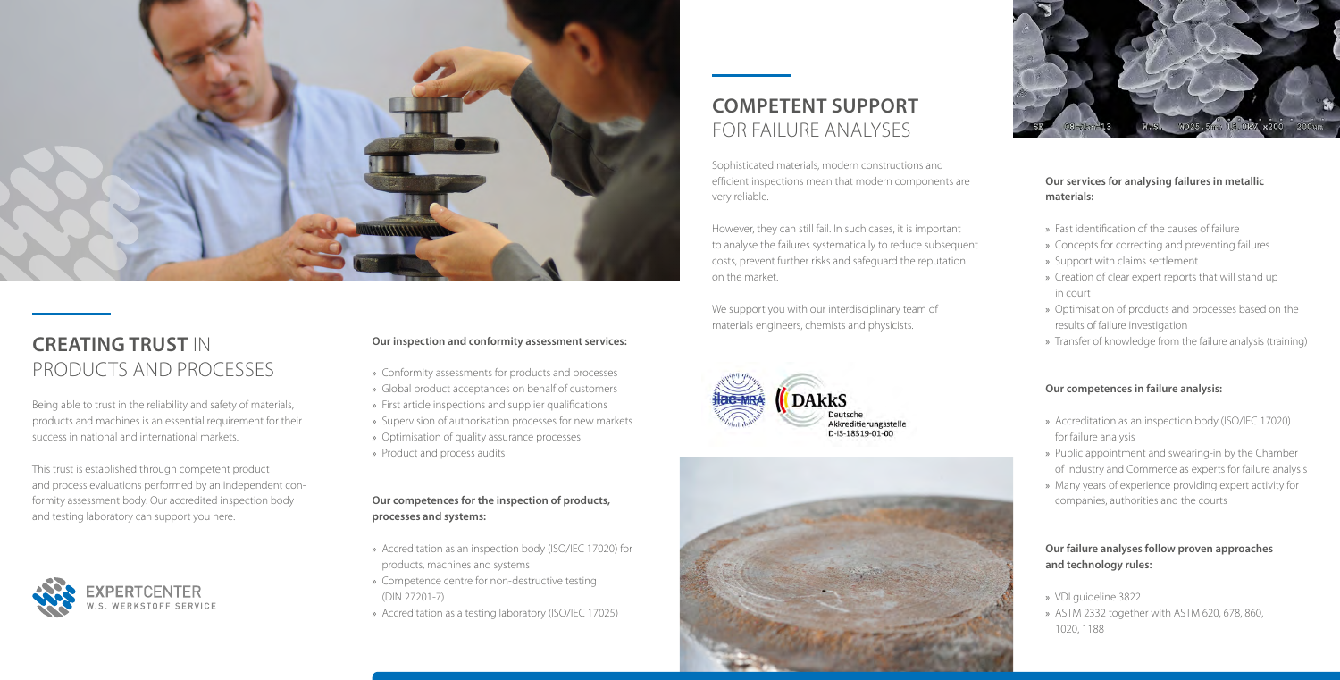## CREATING TRUST IN PRODUCTS AND PROCESSES

Being able to trust in the reliability and safety of materials, products and machines is an essential requirement for their success in national and international markets.

This trust is established through competent product and process evaluations performed by an independent conformity assessment body. Our accredited inspection body and testing laboratory can support you here.

EXPERTCENTER
W.S. WERKSTOFF SERVICE

**Our inspection and conformity assessment services:**

- Conformity assessments for products and processes
- Global product acceptances on behalf of customers
- First article inspections and supplier qualifications
- Supervision of authorisation processes for new markets
- Optimisation of quality assurance processes
- Product and process audits

**Our competences for the inspection of products, processes and systems:**

- Accreditation as an inspection body (ISO/IEC 17020) for products, machines and systems
- Competence centre for non-destructive testing (DIN 27201-7)
- Accreditation as a testing laboratory (ISO/IEC 17025)

## COMPETENT SUPPORT FOR FAILURE ANALYSES

Sophisticated materials, modern constructions and efficient inspections mean that modern components are very reliable.

However, they can still fail. In such cases, it is important to analyse the failures systematically to reduce subsequent costs, prevent further risks and safeguard the reputation on the market.

We support you with our interdisciplinary team of materials engineers, chemists and physicists.

ilac-MRA DAkkS Deutsche Akkreditierungsstelle D-IS-18319-01-00

SE 08-Jan-13 W.S. WD25.5mm 15.0kV x200 200um

**Our services for analysing failures in metallic materials:**

- Fast identification of the causes of failure
- Concepts for correcting and preventing failures
- Support with claims settlement
- Creation of clear expert reports that will stand up in court
- Optimisation of products and processes based on the results of failure investigation
- Transfer of knowledge from the failure analysis (training)

**Our competences in failure analysis:**

- Accreditation as an inspection body (ISO/IEC 17020) for failure analysis
- Public appointment and swearing-in by the Chamber of Industry and Commerce as experts for failure analysis
- Many years of experience providing expert activity for companies, authorities and the courts

**Our failure analyses follow proven approaches and technology rules:**

- VDI guideline 3822
- ASTM 2332 together with ASTM 620, 678, 860, 1020, 1188